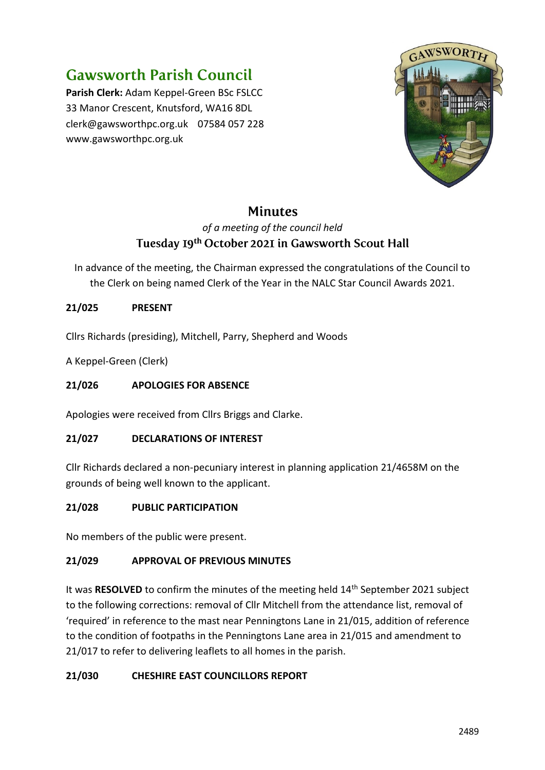# Gawsworth Parish Council

**Parish Clerk:** Adam Keppel-Green BSc FSLCC
33 Manor Crescent, Knutsford, WA16 8DL
clerk@gawsworthpc.org.uk 07584 057 228
www.gawsworthpc.org.uk

## Minutes

*of a meeting of the council held*

**Tuesday 19th October 2021 in Gawsworth Scout Hall**

In advance of the meeting, the Chairman expressed the congratulations of the Council to the Clerk on being named Clerk of the Year in the NALC Star Council Awards 2021.

### 21/025 PRESENT

Cllrs Richards (presiding), Mitchell, Parry, Shepherd and Woods

A Keppel-Green (Clerk)

### 21/026 APOLOGIES FOR ABSENCE

Apologies were received from Cllrs Briggs and Clarke.

### 21/027 DECLARATIONS OF INTEREST

Cllr Richards declared a non-pecuniary interest in planning application 21/4658M on the grounds of being well known to the applicant.

### 21/028 PUBLIC PARTICIPATION

No members of the public were present.

### 21/029 APPROVAL OF PREVIOUS MINUTES

It was **RESOLVED** to confirm the minutes of the meeting held 14th September 2021 subject to the following corrections: removal of Cllr Mitchell from the attendance list, removal of 'required' in reference to the mast near Penningtons Lane in 21/015, addition of reference to the condition of footpaths in the Penningtons Lane area in 21/015 and amendment to 21/017 to refer to delivering leaflets to all homes in the parish.

### 21/030 CHESHIRE EAST COUNCILLORS REPORT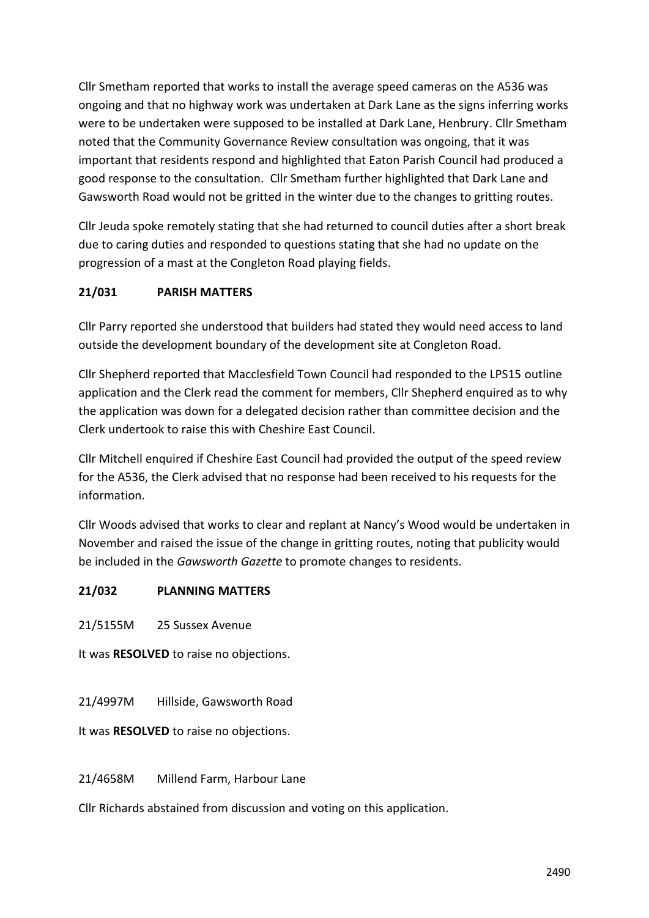Cllr Smetham reported that works to install the average speed cameras on the A536 was ongoing and that no highway work was undertaken at Dark Lane as the signs inferring works were to be undertaken were supposed to be installed at Dark Lane, Henbrury. Cllr Smetham noted that the Community Governance Review consultation was ongoing, that it was important that residents respond and highlighted that Eaton Parish Council had produced a good response to the consultation.  Cllr Smetham further highlighted that Dark Lane and Gawsworth Road would not be gritted in the winter due to the changes to gritting routes.

Cllr Jeuda spoke remotely stating that she had returned to council duties after a short break due to caring duties and responded to questions stating that she had no update on the progression of a mast at the Congleton Road playing fields.

**21/031 PARISH MATTERS**

Cllr Parry reported she understood that builders had stated they would need access to land outside the development boundary of the development site at Congleton Road.

Cllr Shepherd reported that Macclesfield Town Council had responded to the LPS15 outline application and the Clerk read the comment for members, Cllr Shepherd enquired as to why the application was down for a delegated decision rather than committee decision and the Clerk undertook to raise this with Cheshire East Council.

Cllr Mitchell enquired if Cheshire East Council had provided the output of the speed review for the A536, the Clerk advised that no response had been received to his requests for the information.

Cllr Woods advised that works to clear and replant at Nancy's Wood would be undertaken in November and raised the issue of the change in gritting routes, noting that publicity would be included in the *Gawsworth Gazette* to promote changes to residents.

**21/032 PLANNING MATTERS**

21/5155M 25 Sussex Avenue

It was **RESOLVED** to raise no objections.

21/4997M Hillside, Gawsworth Road

It was **RESOLVED** to raise no objections.

21/4658M Millend Farm, Harbour Lane

Cllr Richards abstained from discussion and voting on this application.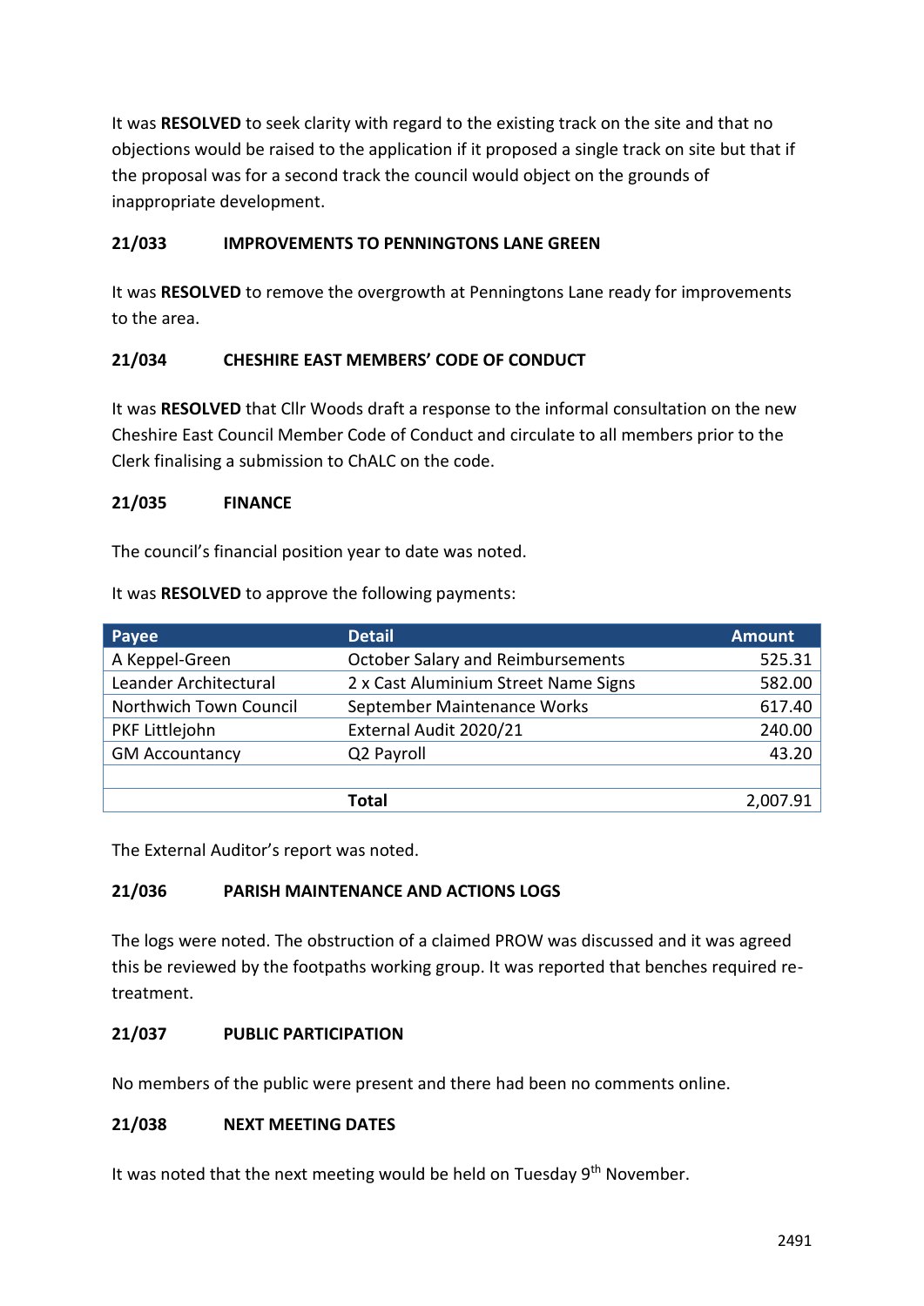It was **RESOLVED** to seek clarity with regard to the existing track on the site and that no objections would be raised to the application if it proposed a single track on site but that if the proposal was for a second track the council would object on the grounds of inappropriate development.

### 21/033 IMPROVEMENTS TO PENNINGTONS LANE GREEN

It was **RESOLVED** to remove the overgrowth at Penningtons Lane ready for improvements to the area.

### 21/034 CHESHIRE EAST MEMBERS' CODE OF CONDUCT

It was **RESOLVED** that Cllr Woods draft a response to the informal consultation on the new Cheshire East Council Member Code of Conduct and circulate to all members prior to the Clerk finalising a submission to ChALC on the code.

### 21/035 FINANCE

The council's financial position year to date was noted.

It was **RESOLVED** to approve the following payments:

| Payee | Detail | Amount |
|---|---|---|
| A Keppel-Green | October Salary and Reimbursements | 525.31 |
| Leander Architectural | 2 x Cast Aluminium Street Name Signs | 582.00 |
| Northwich Town Council | September Maintenance Works | 617.40 |
| PKF Littlejohn | External Audit 2020/21 | 240.00 |
| GM Accountancy | Q2 Payroll | 43.20 |
| | | |
| | **Total** | 2,007.91 |

The External Auditor's report was noted.

### 21/036 PARISH MAINTENANCE AND ACTIONS LOGS

The logs were noted. The obstruction of a claimed PROW was discussed and it was agreed this be reviewed by the footpaths working group. It was reported that benches required re-treatment.

### 21/037 PUBLIC PARTICIPATION

No members of the public were present and there had been no comments online.

### 21/038 NEXT MEETING DATES

It was noted that the next meeting would be held on Tuesday 9th November.